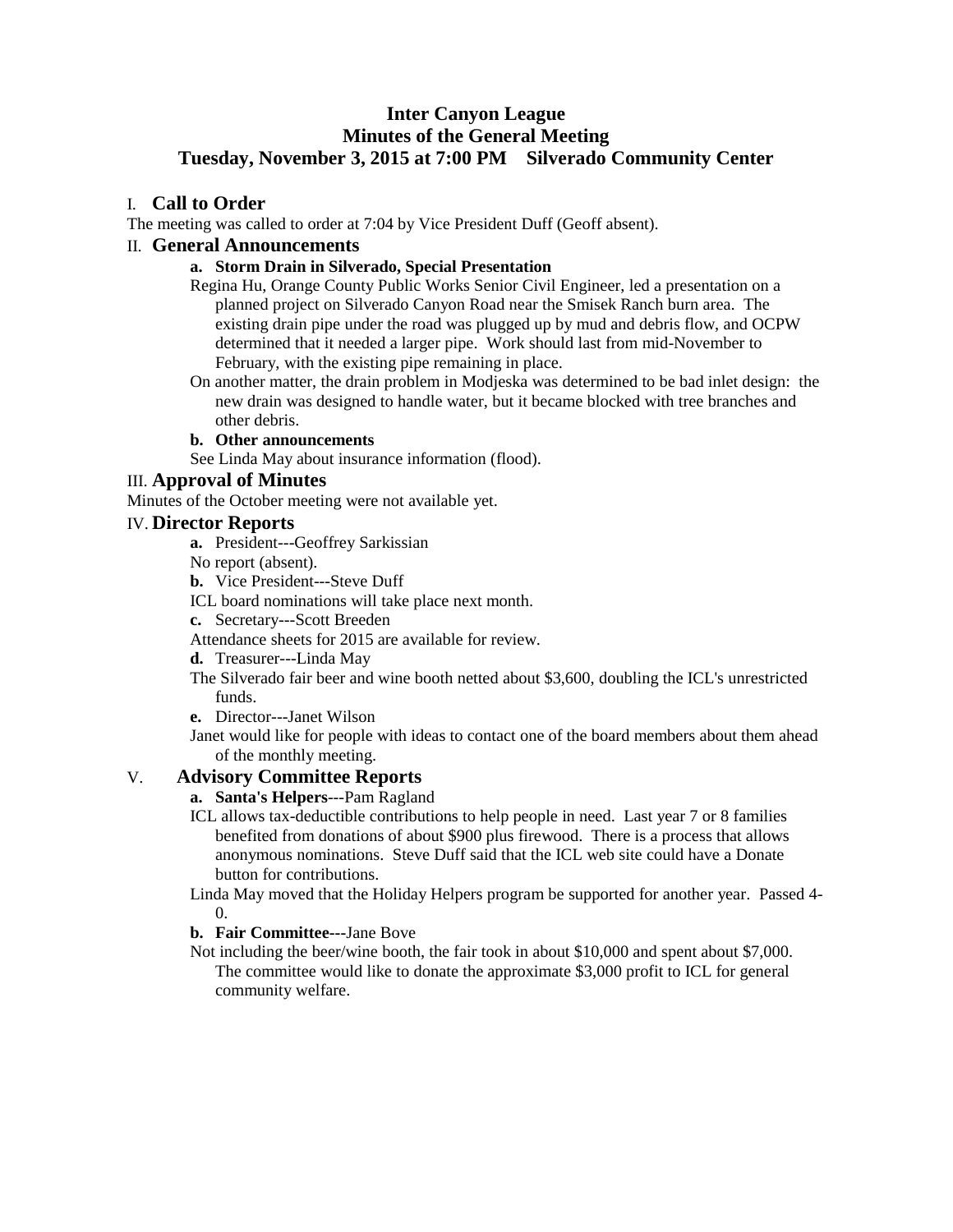# Inter Canyon League
## Minutes of the General Meeting
## Tuesday, November 3, 2015 at 7:00 PM Silverado Community Center

### I. Call to Order

The meeting was called to order at 7:04 by Vice President Duff (Geoff absent).

### II. General Announcements

**a. Storm Drain in Silverado, Special Presentation**

Regina Hu, Orange County Public Works Senior Civil Engineer, led a presentation on a planned project on Silverado Canyon Road near the Smisek Ranch burn area. The existing drain pipe under the road was plugged up by mud and debris flow, and OCPW determined that it needed a larger pipe. Work should last from mid-November to February, with the existing pipe remaining in place.

On another matter, the drain problem in Modjeska was determined to be bad inlet design: the new drain was designed to handle water, but it became blocked with tree branches and other debris.

**b. Other announcements**

See Linda May about insurance information (flood).

### III. Approval of Minutes

Minutes of the October meeting were not available yet.

### IV. Director Reports

**a.** President---Geoffrey Sarkissian

No report (absent).

**b.** Vice President---Steve Duff

ICL board nominations will take place next month.

**c.** Secretary---Scott Breeden

Attendance sheets for 2015 are available for review.

**d.** Treasurer---Linda May

The Silverado fair beer and wine booth netted about $3,600, doubling the ICL's unrestricted funds.

**e.** Director---Janet Wilson

Janet would like for people with ideas to contact one of the board members about them ahead of the monthly meeting.

### V. Advisory Committee Reports

**a. Santa's Helpers**---Pam Ragland

ICL allows tax-deductible contributions to help people in need. Last year 7 or 8 families benefited from donations of about $900 plus firewood. There is a process that allows anonymous nominations. Steve Duff said that the ICL web site could have a Donate button for contributions.

Linda May moved that the Holiday Helpers program be supported for another year. Passed 4-0.

**b. Fair Committee**---Jane Bove

Not including the beer/wine booth, the fair took in about $10,000 and spent about $7,000. The committee would like to donate the approximate $3,000 profit to ICL for general community welfare.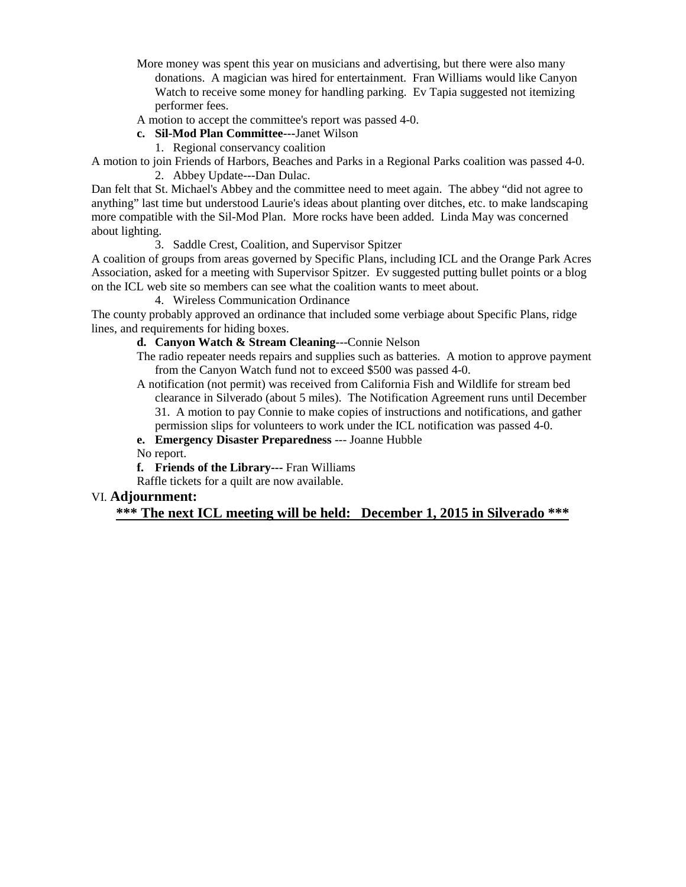More money was spent this year on musicians and advertising, but there were also many donations. A magician was hired for entertainment. Fran Williams would like Canyon Watch to receive some money for handling parking. Ev Tapia suggested not itemizing performer fees.

A motion to accept the committee's report was passed 4-0.

**c. Sil-Mod Plan Committee---**Janet Wilson

1. Regional conservancy coalition

A motion to join Friends of Harbors, Beaches and Parks in a Regional Parks coalition was passed 4-0.

2. Abbey Update---Dan Dulac.

Dan felt that St. Michael's Abbey and the committee need to meet again. The abbey "did not agree to anything" last time but understood Laurie's ideas about planting over ditches, etc. to make landscaping more compatible with the Sil-Mod Plan. More rocks have been added. Linda May was concerned about lighting.

3. Saddle Crest, Coalition, and Supervisor Spitzer

A coalition of groups from areas governed by Specific Plans, including ICL and the Orange Park Acres Association, asked for a meeting with Supervisor Spitzer. Ev suggested putting bullet points or a blog on the ICL web site so members can see what the coalition wants to meet about.

4. Wireless Communication Ordinance

The county probably approved an ordinance that included some verbiage about Specific Plans, ridge lines, and requirements for hiding boxes.

**d. Canyon Watch & Stream Cleaning**---Connie Nelson

The radio repeater needs repairs and supplies such as batteries. A motion to approve payment from the Canyon Watch fund not to exceed $500 was passed 4-0.

A notification (not permit) was received from California Fish and Wildlife for stream bed clearance in Silverado (about 5 miles). The Notification Agreement runs until December 31. A motion to pay Connie to make copies of instructions and notifications, and gather permission slips for volunteers to work under the ICL notification was passed 4-0.

**e. Emergency Disaster Preparedness** --- Joanne Hubble

No report.

**f. Friends of the Library---** Fran Williams

Raffle tickets for a quilt are now available.

## VI. Adjournment:

**\*\*\* The next ICL meeting will be held: December 1, 2015 in Silverado \*\*\***